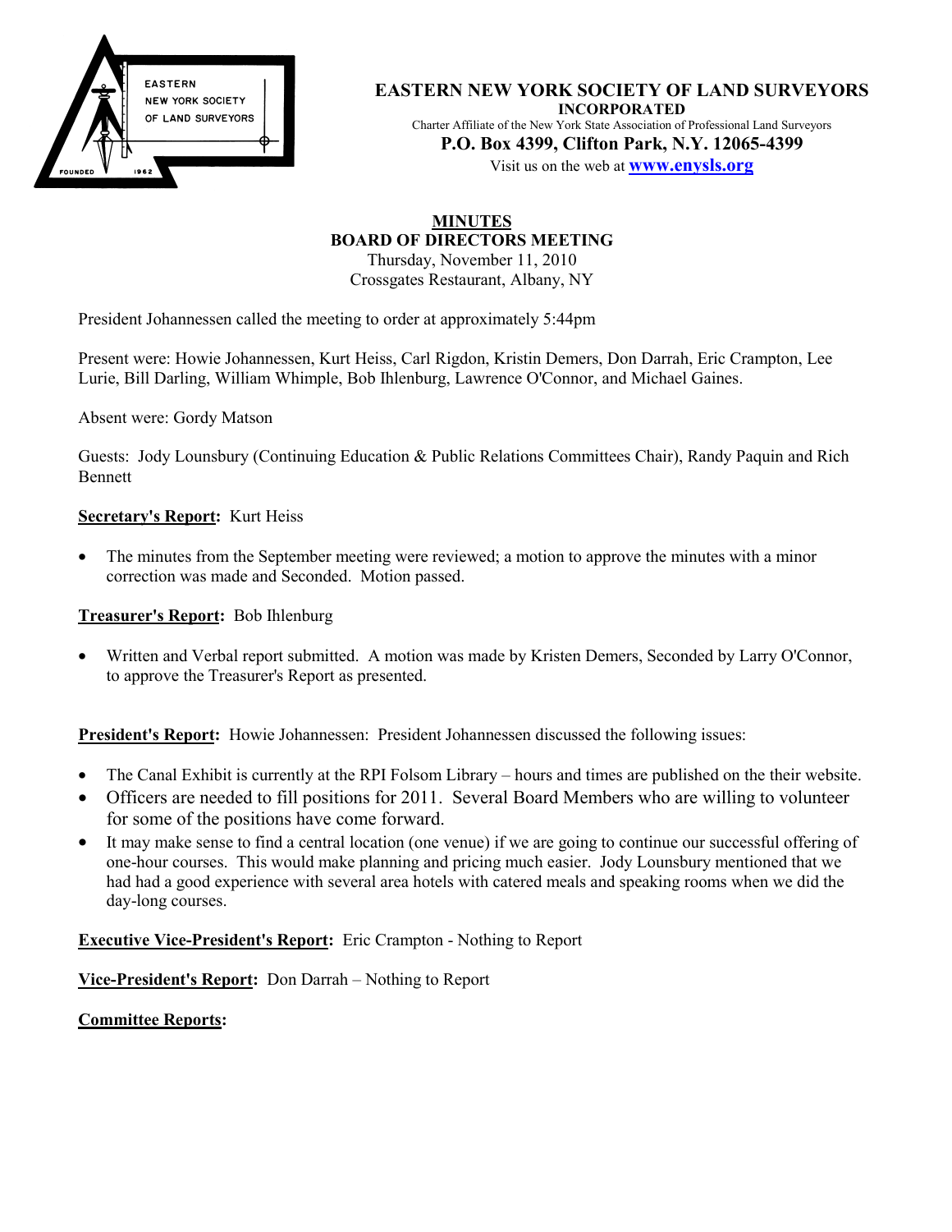# EASTERN NEW YORK SOCIETY OF LAND SURVEYORS

**INCORPORATED**

Charter Affiliate of the New York State Association of Professional Land Surveyors

**P.O. Box 4399, Clifton Park, N.Y. 12065-4399**

Visit us on the web at **www.enysls.org**

## MINUTES
## BOARD OF DIRECTORS MEETING

Thursday, November 11, 2010
Crossgates Restaurant, Albany, NY

President Johannessen called the meeting to order at approximately 5:44pm

Present were: Howie Johannessen, Kurt Heiss, Carl Rigdon, Kristin Demers, Don Darrah, Eric Crampton, Lee Lurie, Bill Darling, William Whimple, Bob Ihlenburg, Lawrence O'Connor, and Michael Gaines.

Absent were: Gordy Matson

Guests: Jody Lounsbury (Continuing Education & Public Relations Committees Chair), Randy Paquin and Rich Bennett

**Secretary's Report:** Kurt Heiss

- The minutes from the September meeting were reviewed; a motion to approve the minutes with a minor correction was made and Seconded. Motion passed.

**Treasurer's Report:** Bob Ihlenburg

- Written and Verbal report submitted. A motion was made by Kristen Demers, Seconded by Larry O'Connor, to approve the Treasurer's Report as presented.

**President's Report:** Howie Johannessen: President Johannessen discussed the following issues:

- The Canal Exhibit is currently at the RPI Folsom Library – hours and times are published on the their website.
- Officers are needed to fill positions for 2011. Several Board Members who are willing to volunteer for some of the positions have come forward.
- It may make sense to find a central location (one venue) if we are going to continue our successful offering of one-hour courses. This would make planning and pricing much easier. Jody Lounsbury mentioned that we had had a good experience with several area hotels with catered meals and speaking rooms when we did the day-long courses.

**Executive Vice-President's Report:** Eric Crampton - Nothing to Report

**Vice-President's Report:** Don Darrah – Nothing to Report

**Committee Reports:**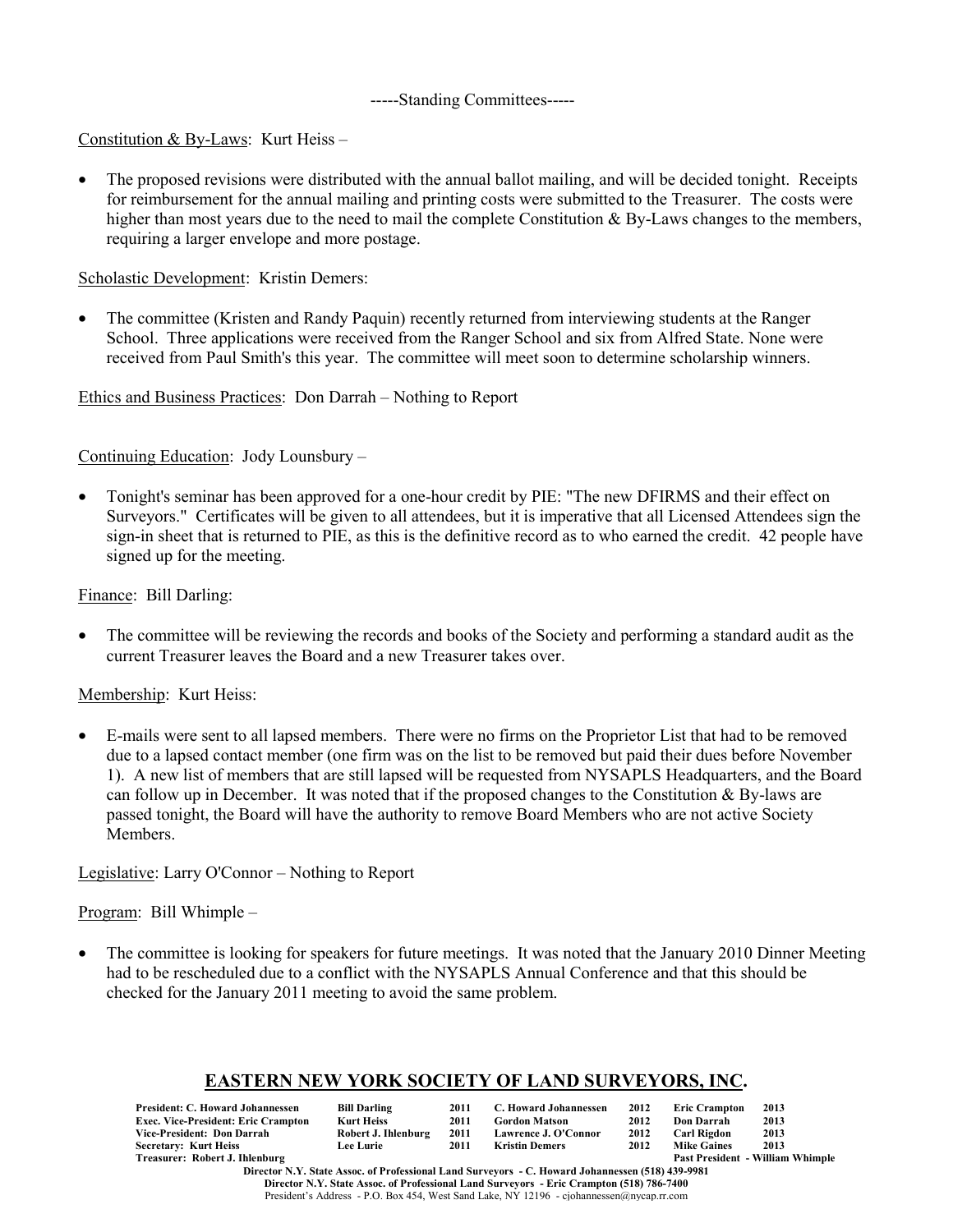-----Standing Committees-----

Constitution & By-Laws: Kurt Heiss –

- The proposed revisions were distributed with the annual ballot mailing, and will be decided tonight. Receipts for reimbursement for the annual mailing and printing costs were submitted to the Treasurer. The costs were higher than most years due to the need to mail the complete Constitution & By-Laws changes to the members, requiring a larger envelope and more postage.

Scholastic Development: Kristin Demers:

- The committee (Kristen and Randy Paquin) recently returned from interviewing students at the Ranger School. Three applications were received from the Ranger School and six from Alfred State. None were received from Paul Smith's this year. The committee will meet soon to determine scholarship winners.

Ethics and Business Practices: Don Darrah – Nothing to Report

Continuing Education: Jody Lounsbury –

- Tonight's seminar has been approved for a one-hour credit by PIE: "The new DFIRMS and their effect on Surveyors." Certificates will be given to all attendees, but it is imperative that all Licensed Attendees sign the sign-in sheet that is returned to PIE, as this is the definitive record as to who earned the credit. 42 people have signed up for the meeting.

Finance: Bill Darling:

- The committee will be reviewing the records and books of the Society and performing a standard audit as the current Treasurer leaves the Board and a new Treasurer takes over.

Membership: Kurt Heiss:

- E-mails were sent to all lapsed members. There were no firms on the Proprietor List that had to be removed due to a lapsed contact member (one firm was on the list to be removed but paid their dues before November 1). A new list of members that are still lapsed will be requested from NYSAPLS Headquarters, and the Board can follow up in December. It was noted that if the proposed changes to the Constitution & By-laws are passed tonight, the Board will have the authority to remove Board Members who are not active Society Members.

Legislative: Larry O'Connor – Nothing to Report

Program: Bill Whimple –

- The committee is looking for speakers for future meetings. It was noted that the January 2010 Dinner Meeting had to be rescheduled due to a conflict with the NYSAPLS Annual Conference and that this should be checked for the January 2011 meeting to avoid the same problem.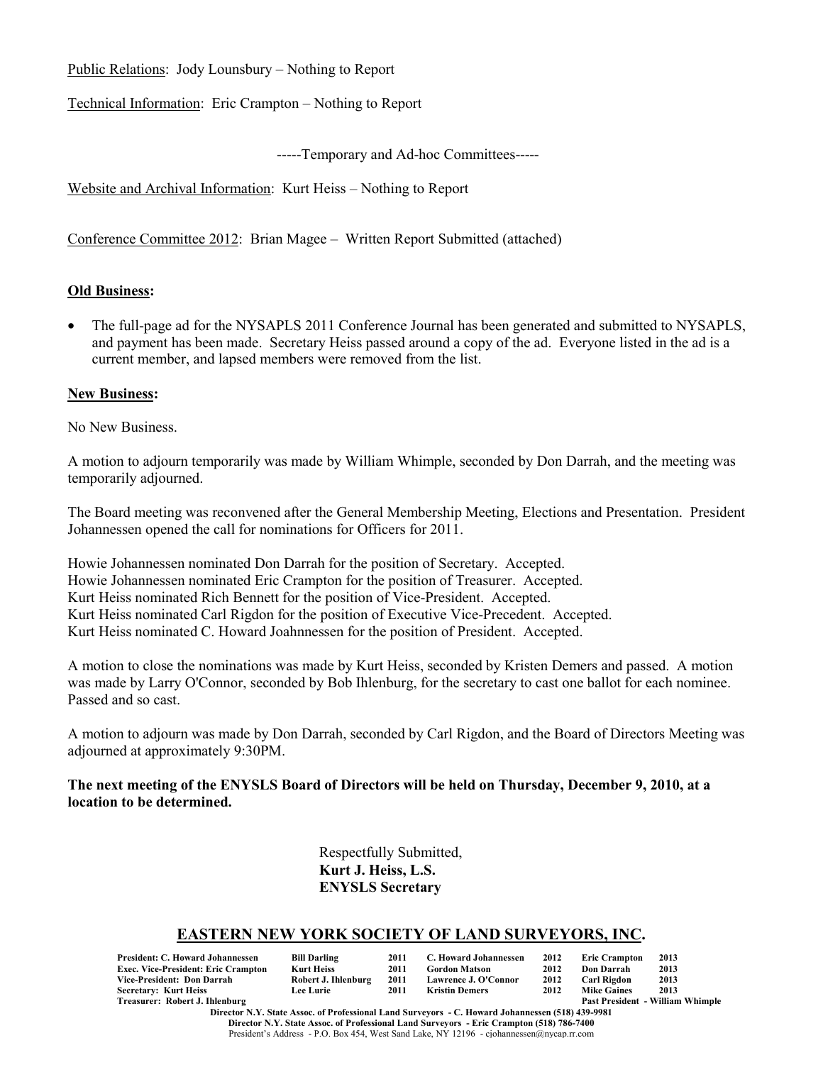Public Relations: Jody Lounsbury – Nothing to Report

Technical Information: Eric Crampton – Nothing to Report

-----Temporary and Ad-hoc Committees-----

Website and Archival Information: Kurt Heiss – Nothing to Report

Conference Committee 2012: Brian Magee – Written Report Submitted (attached)

**Old Business:**

- The full-page ad for the NYSAPLS 2011 Conference Journal has been generated and submitted to NYSAPLS, and payment has been made. Secretary Heiss passed around a copy of the ad. Everyone listed in the ad is a current member, and lapsed members were removed from the list.

**New Business:**

No New Business.

A motion to adjourn temporarily was made by William Whimple, seconded by Don Darrah, and the meeting was temporarily adjourned.

The Board meeting was reconvened after the General Membership Meeting, Elections and Presentation. President Johannessen opened the call for nominations for Officers for 2011.

Howie Johannessen nominated Don Darrah for the position of Secretary. Accepted.
Howie Johannessen nominated Eric Crampton for the position of Treasurer. Accepted.
Kurt Heiss nominated Rich Bennett for the position of Vice-President. Accepted.
Kurt Heiss nominated Carl Rigdon for the position of Executive Vice-Precedent. Accepted.
Kurt Heiss nominated C. Howard Joahnnessen for the position of President. Accepted.

A motion to close the nominations was made by Kurt Heiss, seconded by Kristen Demers and passed. A motion was made by Larry O'Connor, seconded by Bob Ihlenburg, for the secretary to cast one ballot for each nominee. Passed and so cast.

A motion to adjourn was made by Don Darrah, seconded by Carl Rigdon, and the Board of Directors Meeting was adjourned at approximately 9:30PM.

**The next meeting of the ENYSLS Board of Directors will be held on Thursday, December 9, 2010, at a location to be determined.**

Respectfully Submitted,
**Kurt J. Heiss, L.S.**
**ENYSLS Secretary**

## EASTERN NEW YORK SOCIETY OF LAND SURVEYORS, INC.

| | | | | | | |
|---|---|---|---|---|---|---|
| **President: C. Howard Johannessen** | **Bill Darling** | **2011** | **C. Howard Johannessen** | **2012** | **Eric Crampton** | **2013** |
| **Exec. Vice-President: Eric Crampton** | **Kurt Heiss** | **2011** | **Gordon Matson** | **2012** | **Don Darrah** | **2013** |
| **Vice-President: Don Darrah** | **Robert J. Ihlenburg** | **2011** | **Lawrence J. O'Connor** | **2012** | **Carl Rigdon** | **2013** |
| **Secretary: Kurt Heiss** | **Lee Lurie** | **2011** | **Kristin Demers** | **2012** | **Mike Gaines** | **2013** |
| **Treasurer: Robert J. Ihlenburg** | | | | | **Past President - William Whimple** | |

**Director N.Y. State Assoc. of Professional Land Surveyors - C. Howard Johannessen (518) 439-9981**
**Director N.Y. State Assoc. of Professional Land Surveyors - Eric Crampton (518) 786-7400**
President's Address - P.O. Box 454, West Sand Lake, NY 12196 - cjohannessen@nycap.rr.com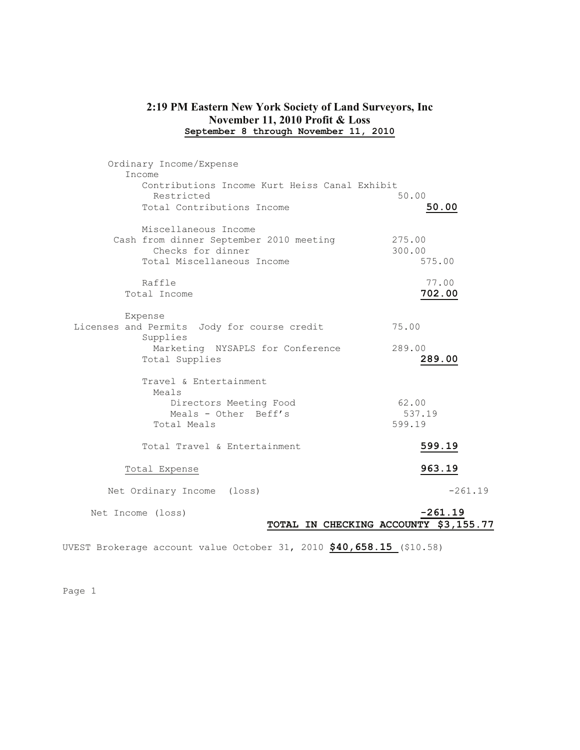# 2:19 PM Eastern New York Society of Land Surveyors, Inc
## November 11, 2010 Profit & Loss
**September 8 through November 11, 2010**

| | | |
|---|---|---|
| Ordinary Income/Expense | | |
| Income | | |
| Contributions Income Kurt Heiss Canal Exhibit | | |
| Restricted | 50.00 | |
| Total Contributions Income | | **50.00** |
| Miscellaneous Income | | |
| Cash from dinner September 2010 meeting | 275.00 | |
| Checks for dinner | 300.00 | |
| Total Miscellaneous Income | | 575.00 |
| Raffle | | 77.00 |
| Total Income | | **702.00** |
| Expense | | |
| Licenses and Permits Jody for course credit | 75.00 | |
| Supplies | | |
| Marketing NYSAPLS for Conference | 289.00 | |
| Total Supplies | | **289.00** |
| Travel & Entertainment | | |
| Meals | | |
| Directors Meeting Food | 62.00 | |
| Meals - Other Beff's | 537.19 | |
| Total Meals | 599.19 | |
| Total Travel & Entertainment | | **599.19** |
| Total Expense | | **963.19** |
| Net Ordinary Income (loss) | | -261.19 |
| Net Income (loss) | | **-261.19** |
| | **TOTAL IN CHECKING ACCOUNTY** | **$3,155.77** |

UVEST Brokerage account value October 31, 2010 **$40,658.15** ($10.58)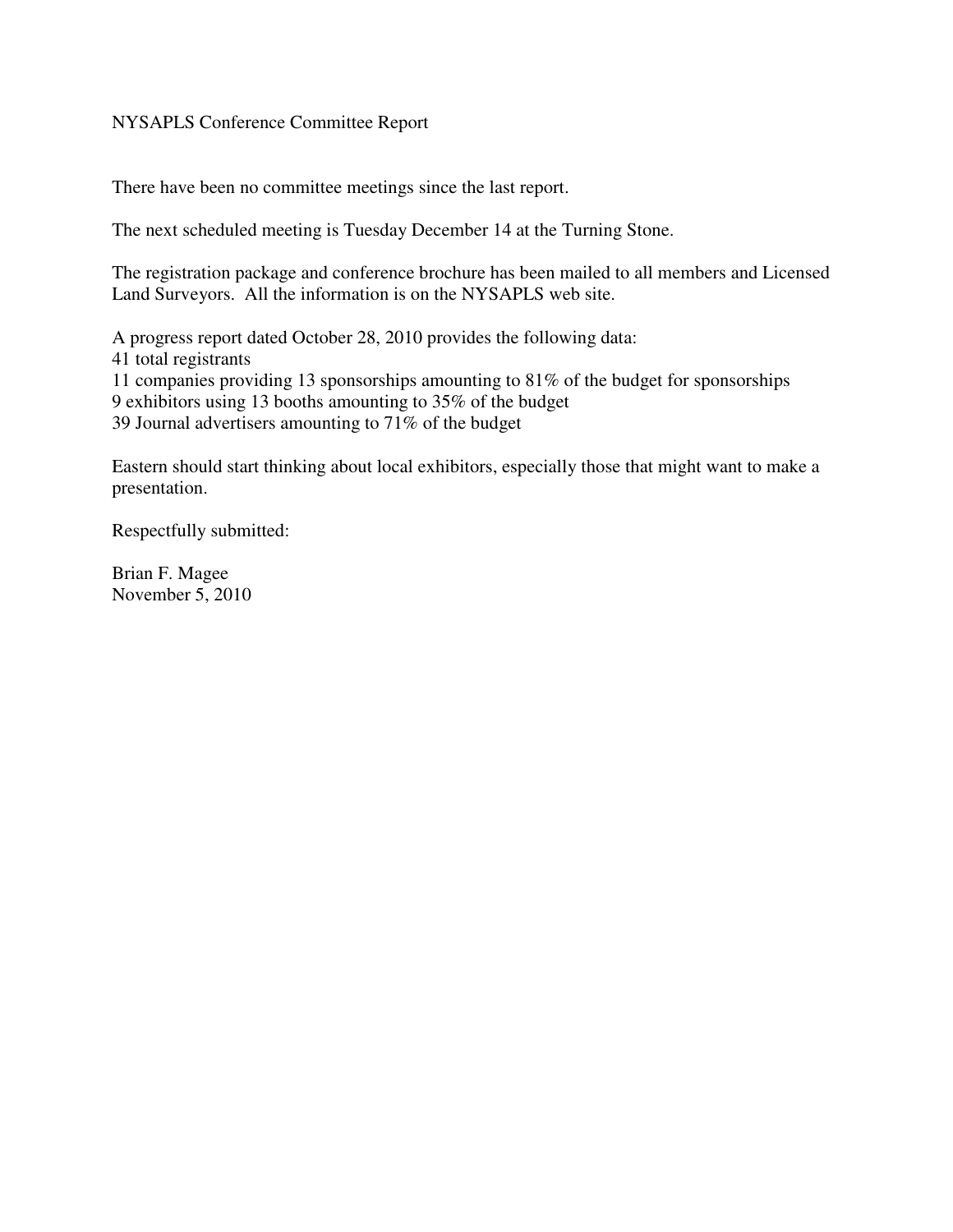NYSAPLS Conference Committee Report

There have been no committee meetings since the last report.

The next scheduled meeting is Tuesday December 14 at the Turning Stone.

The registration package and conference brochure has been mailed to all members and Licensed Land Surveyors. All the information is on the NYSAPLS web site.

A progress report dated October 28, 2010 provides the following data:
41 total registrants
11 companies providing 13 sponsorships amounting to 81% of the budget for sponsorships
9 exhibitors using 13 booths amounting to 35% of the budget
39 Journal advertisers amounting to 71% of the budget

Eastern should start thinking about local exhibitors, especially those that might want to make a presentation.

Respectfully submitted:

Brian F. Magee
November 5, 2010